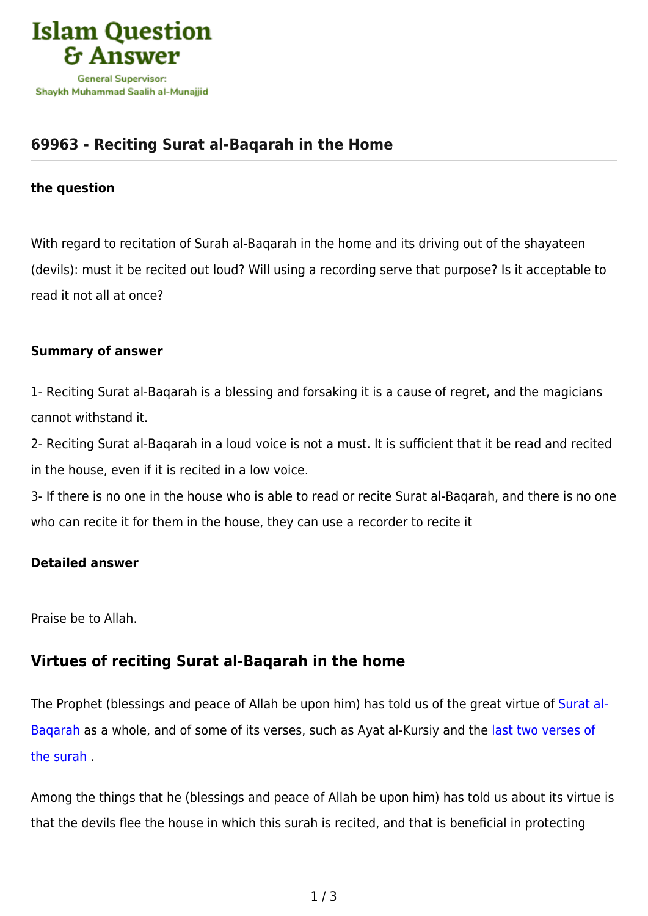Islam Question & Answer

General Supervisor: Shaykh Muhammad Saalih al-Munajjid

## 69963 - Reciting Surat al-Baqarah in the Home

**the question**

With regard to recitation of Surah al-Baqarah in the home and its driving out of the shayateen (devils): must it be recited out loud? Will using a recording serve that purpose? Is it acceptable to read it not all at once?

**Summary of answer**

1- Reciting Surat al-Baqarah is a blessing and forsaking it is a cause of regret, and the magicians cannot withstand it.
2- Reciting Surat al-Baqarah in a loud voice is not a must. It is sufficient that it be read and recited in the house, even if it is recited in a low voice.
3- If there is no one in the house who is able to read or recite Surat al-Baqarah, and there is no one who can recite it for them in the house, they can use a recorder to recite it

**Detailed answer**

Praise be to Allah.

### Virtues of reciting Surat al-Baqarah in the home

The Prophet (blessings and peace of Allah be upon him) has told us of the great virtue of Surat al-Baqarah as a whole, and of some of its verses, such as Ayat al-Kursiy and the last two verses of the surah .

Among the things that he (blessings and peace of Allah be upon him) has told us about its virtue is that the devils flee the house in which this surah is recited, and that is beneficial in protecting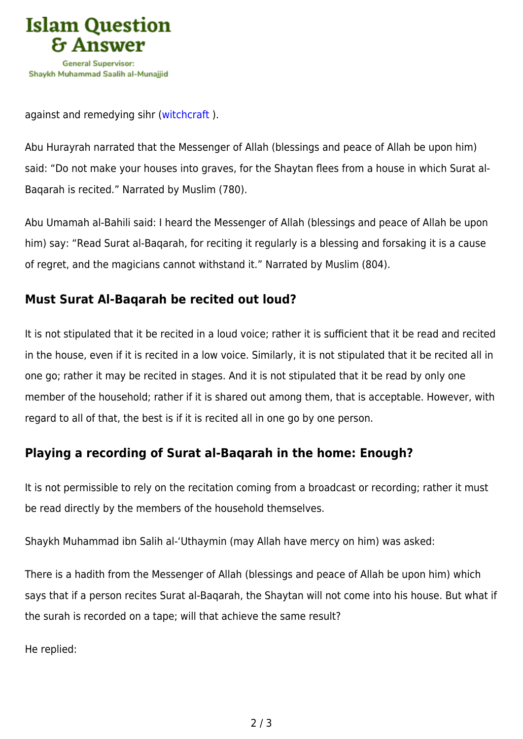against and remedying sihr (witchcraft ).

Abu Hurayrah narrated that the Messenger of Allah (blessings and peace of Allah be upon him) said: "Do not make your houses into graves, for the Shaytan flees from a house in which Surat al-Baqarah is recited." Narrated by Muslim (780).

Abu Umamah al-Bahili said: I heard the Messenger of Allah (blessings and peace of Allah be upon him) say: "Read Surat al-Baqarah, for reciting it regularly is a blessing and forsaking it is a cause of regret, and the magicians cannot withstand it." Narrated by Muslim (804).

### Must Surat Al-Baqarah be recited out loud?

It is not stipulated that it be recited in a loud voice; rather it is sufficient that it be read and recited in the house, even if it is recited in a low voice. Similarly, it is not stipulated that it be recited all in one go; rather it may be recited in stages. And it is not stipulated that it be read by only one member of the household; rather if it is shared out among them, that is acceptable. However, with regard to all of that, the best is if it is recited all in one go by one person.

### Playing a recording of Surat al-Baqarah in the home: Enough?

It is not permissible to rely on the recitation coming from a broadcast or recording; rather it must be read directly by the members of the household themselves.

Shaykh Muhammad ibn Salih al-'Uthaymin (may Allah have mercy on him) was asked:

There is a hadith from the Messenger of Allah (blessings and peace of Allah be upon him) which says that if a person recites Surat al-Baqarah, the Shaytan will not come into his house. But what if the surah is recorded on a tape; will that achieve the same result?

He replied: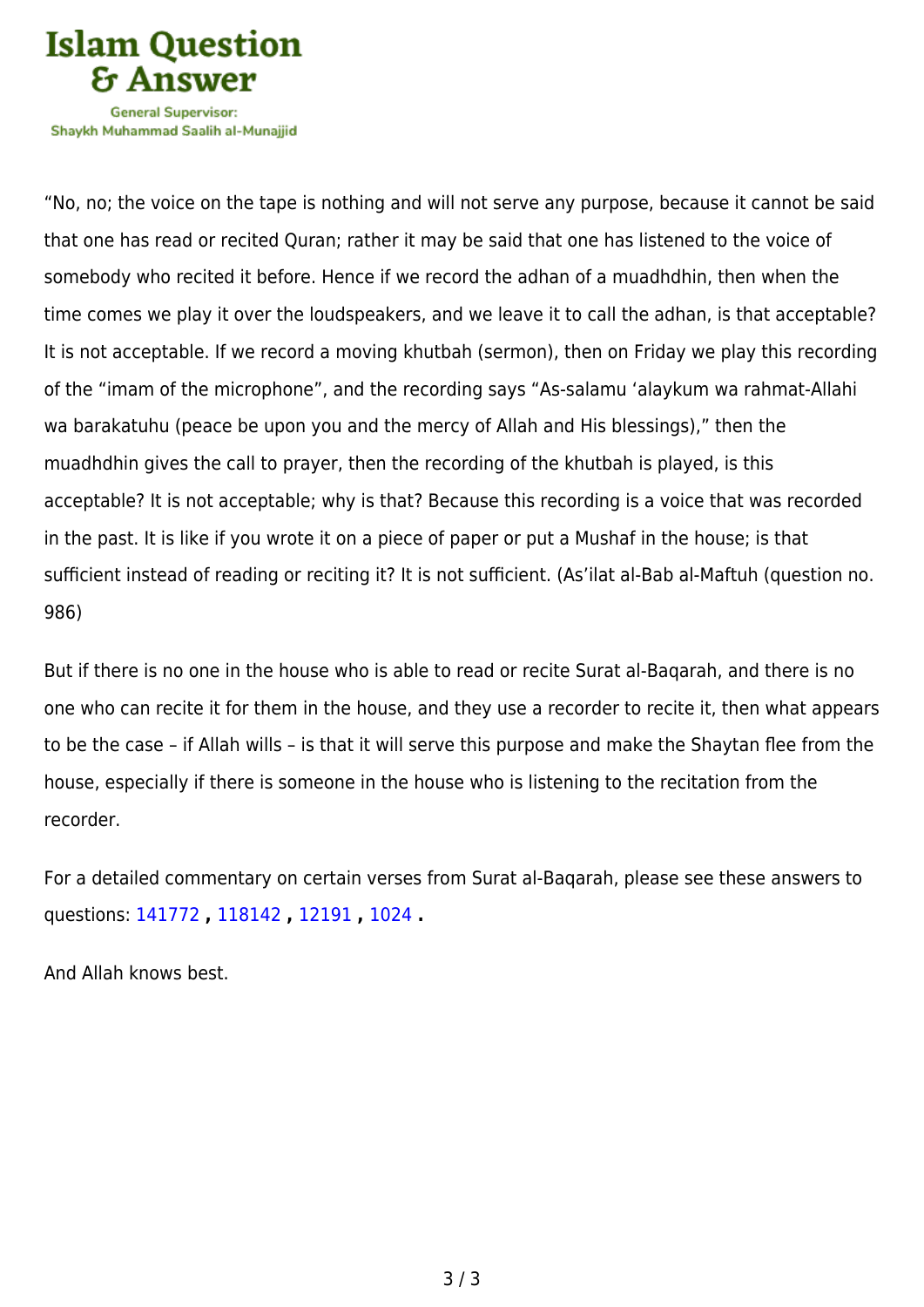"No, no; the voice on the tape is nothing and will not serve any purpose, because it cannot be said that one has read or recited Quran; rather it may be said that one has listened to the voice of somebody who recited it before. Hence if we record the adhan of a muadhdhin, then when the time comes we play it over the loudspeakers, and we leave it to call the adhan, is that acceptable? It is not acceptable. If we record a moving khutbah (sermon), then on Friday we play this recording of the "imam of the microphone", and the recording says "As-salamu 'alaykum wa rahmat-Allahi wa barakatuhu (peace be upon you and the mercy of Allah and His blessings)," then the muadhdhin gives the call to prayer, then the recording of the khutbah is played, is this acceptable? It is not acceptable; why is that? Because this recording is a voice that was recorded in the past. It is like if you wrote it on a piece of paper or put a Mushaf in the house; is that sufficient instead of reading or reciting it? It is not sufficient. (As'ilat al-Bab al-Maftuh (question no. 986)

But if there is no one in the house who is able to read or recite Surat al-Baqarah, and there is no one who can recite it for them in the house, and they use a recorder to recite it, then what appears to be the case – if Allah wills – is that it will serve this purpose and make the Shaytan flee from the house, especially if there is someone in the house who is listening to the recitation from the recorder.

For a detailed commentary on certain verses from Surat al-Baqarah, please see these answers to questions: 141772 , 118142 , 12191 , 1024 .

And Allah knows best.